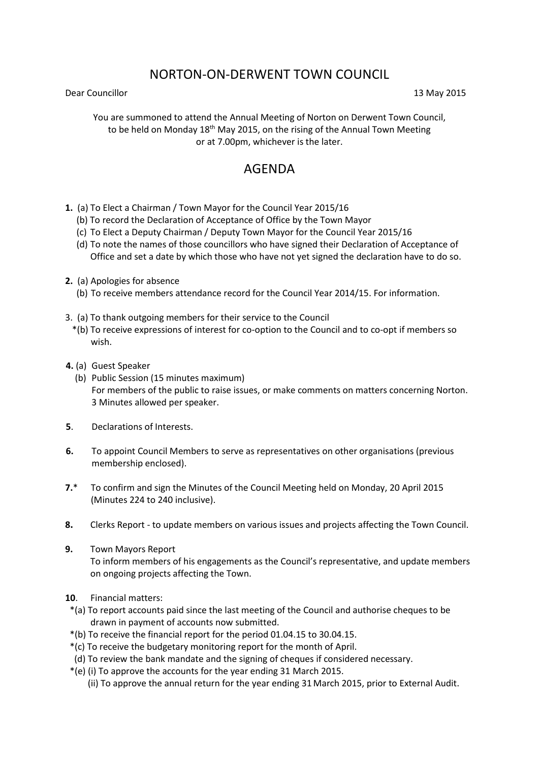# NORTON-ON-DERWENT TOWN COUNCIL

Dear Councillor 13 May 2015

You are summoned to attend the Annual Meeting of Norton on Derwent Town Council, to be held on Monday 18th May 2015, on the rising of the Annual Town Meeting or at 7.00pm, whichever is the later.

## AGENDA

**1.** (a) To Elect a Chairman / Town Mayor for the Council Year 2015/16
(b) To record the Declaration of Acceptance of Office by the Town Mayor
(c) To Elect a Deputy Chairman / Deputy Town Mayor for the Council Year 2015/16
(d) To note the names of those councillors who have signed their Declaration of Acceptance of Office and set a date by which those who have not yet signed the declaration have to do so.

**2.** (a) Apologies for absence
(b) To receive members attendance record for the Council Year 2014/15. For information.

3. (a) To thank outgoing members for their service to the Council
*(b) To receive expressions of interest for co-option to the Council and to co-opt if members so wish.

**4.** (a) Guest Speaker
(b) Public Session (15 minutes maximum)
For members of the public to raise issues, or make comments on matters concerning Norton. 3 Minutes allowed per speaker.

**5**. Declarations of Interests.

**6.** To appoint Council Members to serve as representatives on other organisations (previous membership enclosed).

**7.*** To confirm and sign the Minutes of the Council Meeting held on Monday, 20 April 2015 (Minutes 224 to 240 inclusive).

**8.** Clerks Report - to update members on various issues and projects affecting the Town Council.

**9.** Town Mayors Report
To inform members of his engagements as the Council's representative, and update members on ongoing projects affecting the Town.

**10**. Financial matters:
*(a) To report accounts paid since the last meeting of the Council and authorise cheques to be drawn in payment of accounts now submitted.
*(b) To receive the financial report for the period 01.04.15 to 30.04.15.
*(c) To receive the budgetary monitoring report for the month of April.
(d) To review the bank mandate and the signing of cheques if considered necessary.
*(e) (i) To approve the accounts for the year ending 31 March 2015.
(ii) To approve the annual return for the year ending 31 March 2015, prior to External Audit.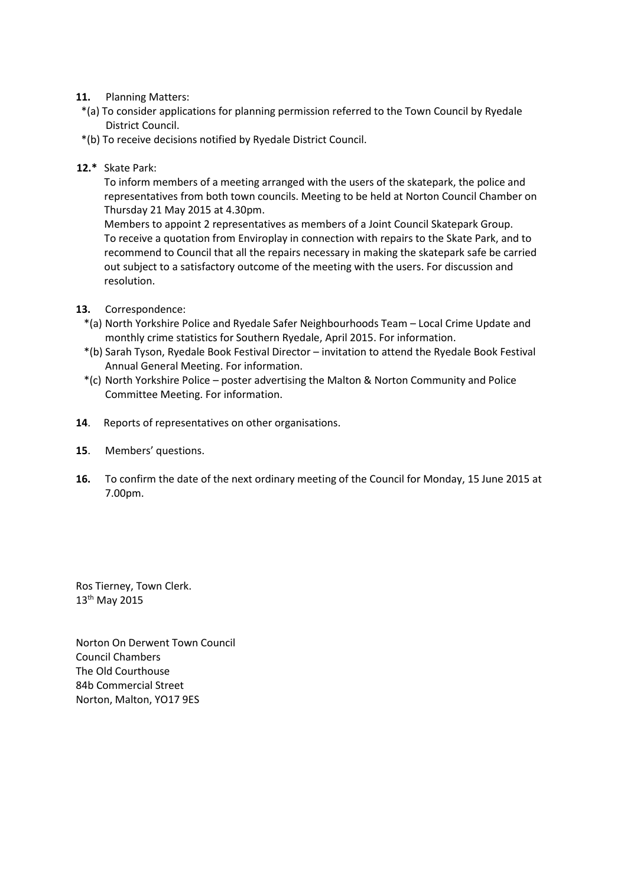**11.** Planning Matters:

*(a) To consider applications for planning permission referred to the Town Council by Ryedale District Council.

*(b) To receive decisions notified by Ryedale District Council.

**12.*** Skate Park:

To inform members of a meeting arranged with the users of the skatepark, the police and representatives from both town councils. Meeting to be held at Norton Council Chamber on Thursday 21 May 2015 at 4.30pm.

Members to appoint 2 representatives as members of a Joint Council Skatepark Group.

To receive a quotation from Enviroplay in connection with repairs to the Skate Park, and to recommend to Council that all the repairs necessary in making the skatepark safe be carried out subject to a satisfactory outcome of the meeting with the users. For discussion and resolution.

**13.** Correspondence:

*(a) North Yorkshire Police and Ryedale Safer Neighbourhoods Team – Local Crime Update and monthly crime statistics for Southern Ryedale, April 2015. For information.

*(b) Sarah Tyson, Ryedale Book Festival Director – invitation to attend the Ryedale Book Festival Annual General Meeting. For information.

*(c) North Yorkshire Police – poster advertising the Malton & Norton Community and Police Committee Meeting. For information.

**14**. Reports of representatives on other organisations.

**15**. Members' questions.

**16.** To confirm the date of the next ordinary meeting of the Council for Monday, 15 June 2015 at 7.00pm.

Ros Tierney, Town Clerk.
13th May 2015

Norton On Derwent Town Council
Council Chambers
The Old Courthouse
84b Commercial Street
Norton, Malton, YO17 9ES